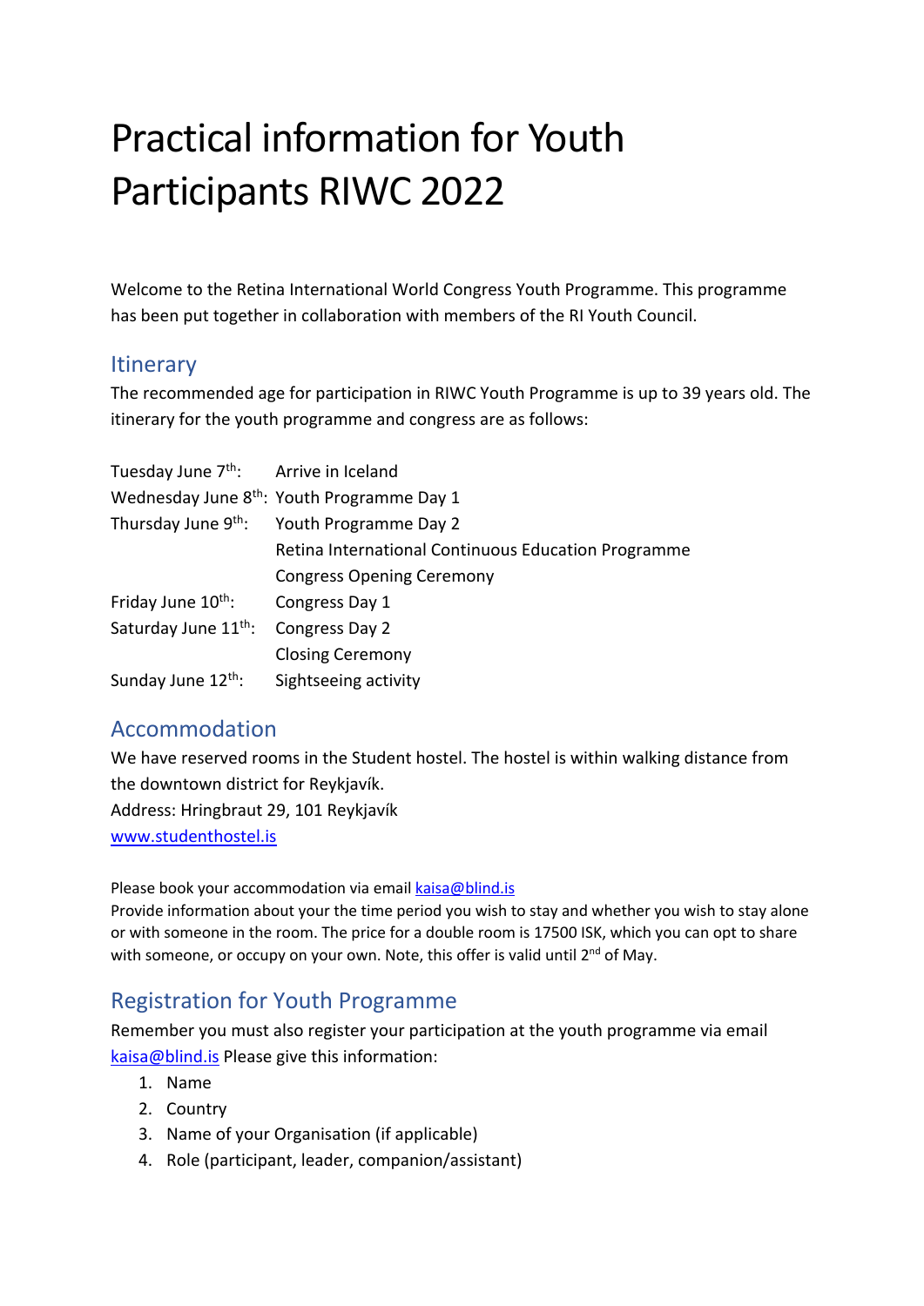# Practical information for Youth Participants RIWC 2022

Welcome to the Retina International World Congress Youth Programme. This programme has been put together in collaboration with members of the RI Youth Council.

## Itinerary

The recommended age for participation in RIWC Youth Programme is up to 39 years old. The itinerary for the youth programme and congress are as follows:

| | |
|---|---|
| Tuesday June 7th: | Arrive in Iceland |
| Wednesday June 8th: | Youth Programme Day 1 |
| Thursday June 9th: | Youth Programme Day 2 |
| | Retina International Continuous Education Programme |
| | Congress Opening Ceremony |
| Friday June 10th: | Congress Day 1 |
| Saturday June 11th: | Congress Day 2 |
| | Closing Ceremony |
| Sunday June 12th: | Sightseeing activity |

## Accommodation

We have reserved rooms in the Student hostel. The hostel is within walking distance from the downtown district for Reykjavík.
Address: Hringbraut 29, 101 Reykjavík
www.studenthostel.is

Please book your accommodation via email kaisa@blind.is
Provide information about your the time period you wish to stay and whether you wish to stay alone or with someone in the room. The price for a double room is 17500 ISK, which you can opt to share with someone, or occupy on your own. Note, this offer is valid until 2nd of May.

## Registration for Youth Programme

Remember you must also register your participation at the youth programme via email kaisa@blind.is Please give this information:

1. Name
2. Country
3. Name of your Organisation (if applicable)
4. Role (participant, leader, companion/assistant)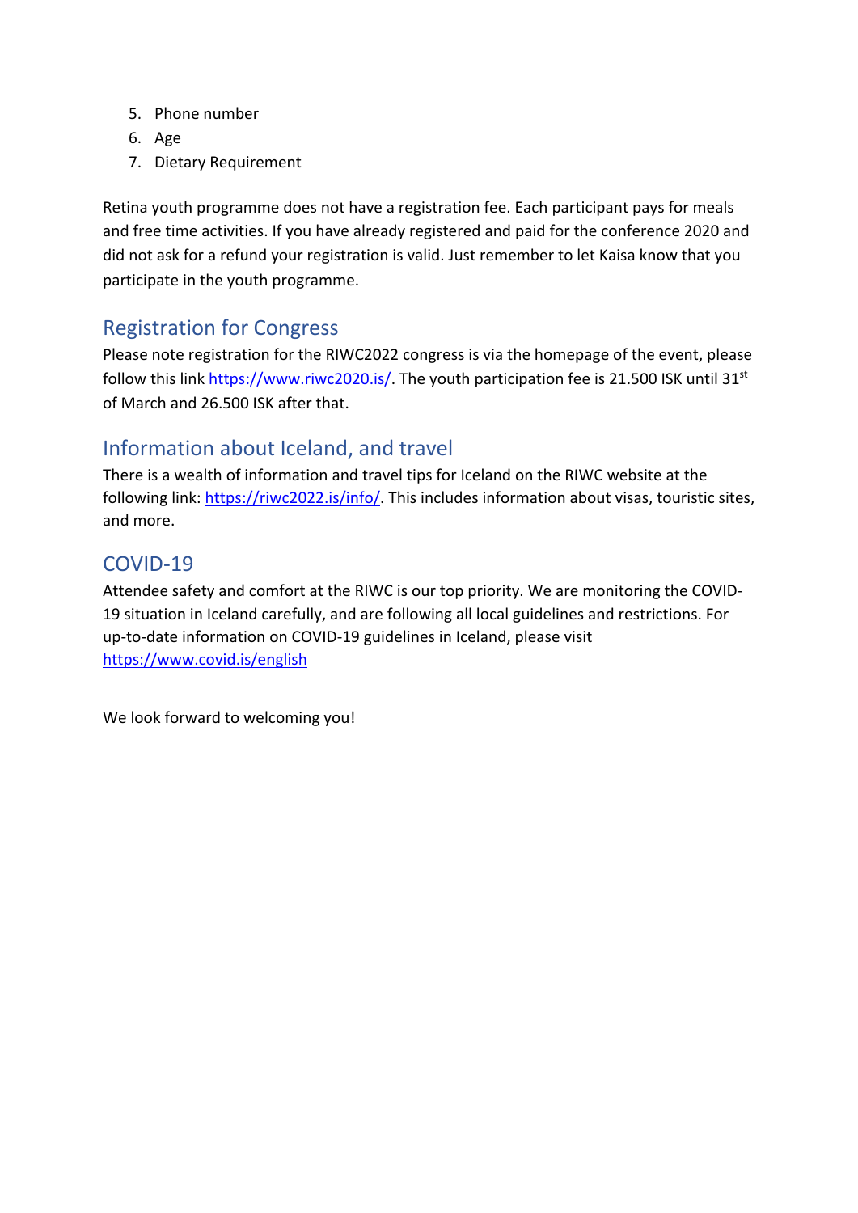5. Phone number
6. Age
7. Dietary Requirement

Retina youth programme does not have a registration fee. Each participant pays for meals and free time activities. If you have already registered and paid for the conference 2020 and did not ask for a refund your registration is valid. Just remember to let Kaisa know that you participate in the youth programme.

## Registration for Congress

Please note registration for the RIWC2022 congress is via the homepage of the event, please follow this link https://www.riwc2020.is/. The youth participation fee is 21.500 ISK until 31st of March and 26.500 ISK after that.

## Information about Iceland, and travel

There is a wealth of information and travel tips for Iceland on the RIWC website at the following link: https://riwc2022.is/info/. This includes information about visas, touristic sites, and more.

## COVID-19

Attendee safety and comfort at the RIWC is our top priority. We are monitoring the COVID-19 situation in Iceland carefully, and are following all local guidelines and restrictions. For up-to-date information on COVID-19 guidelines in Iceland, please visit https://www.covid.is/english

We look forward to welcoming you!